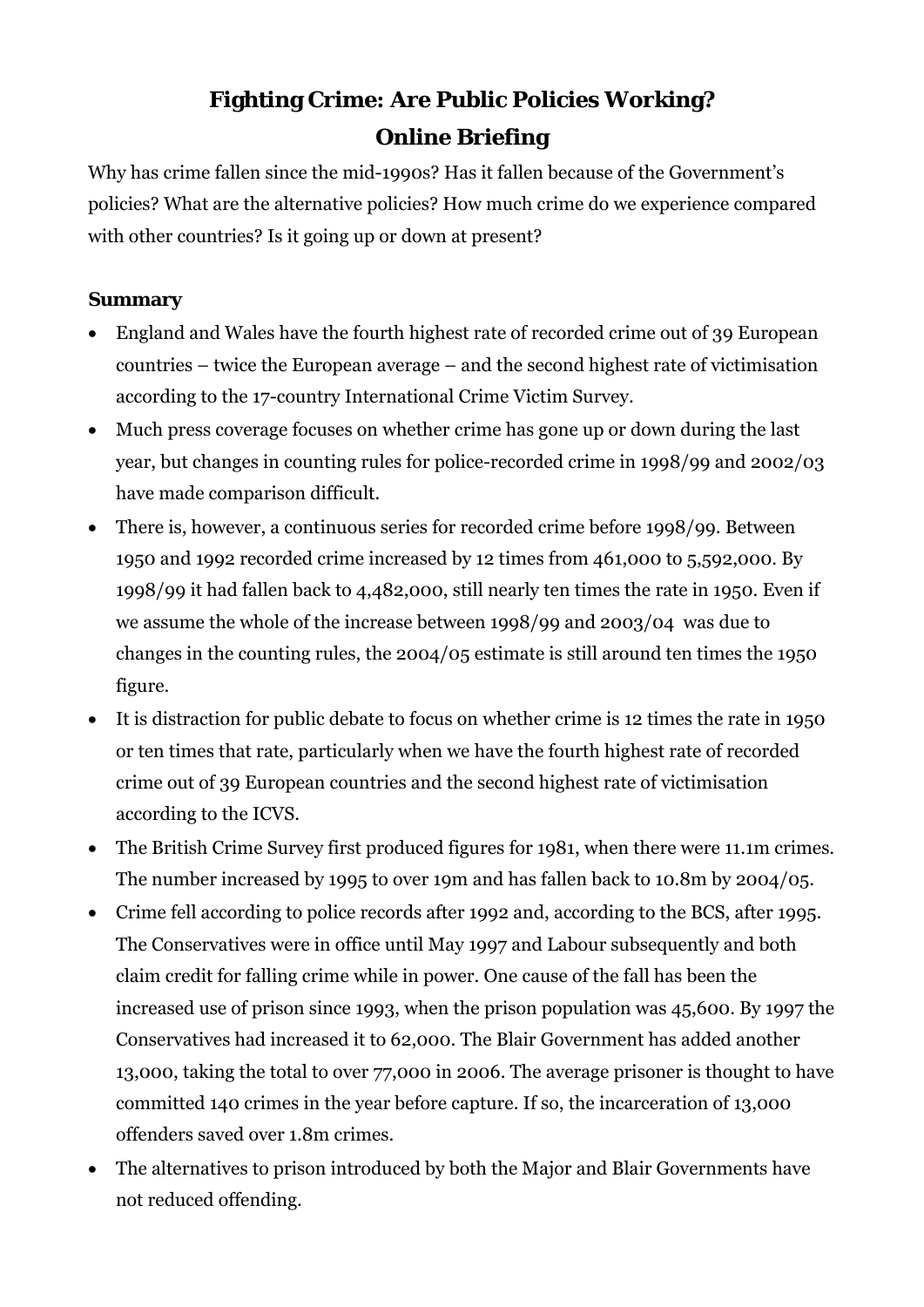# Fighting Crime: Are Public Policies Working?
## Online Briefing

Why has crime fallen since the mid-1990s? Has it fallen because of the Government's policies? What are the alternative policies? How much crime do we experience compared with other countries? Is it going up or down at present?

### Summary

- England and Wales have the fourth highest rate of recorded crime out of 39 European countries – twice the European average – and the second highest rate of victimisation according to the 17-country International Crime Victim Survey.
- Much press coverage focuses on whether crime has gone up or down during the last year, but changes in counting rules for police-recorded crime in 1998/99 and 2002/03 have made comparison difficult.
- There is, however, a continuous series for recorded crime before 1998/99. Between 1950 and 1992 recorded crime increased by 12 times from 461,000 to 5,592,000. By 1998/99 it had fallen back to 4,482,000, still nearly ten times the rate in 1950. Even if we assume the whole of the increase between 1998/99 and 2003/04 was due to changes in the counting rules, the 2004/05 estimate is still around ten times the 1950 figure.
- It is distraction for public debate to focus on whether crime is 12 times the rate in 1950 or ten times that rate, particularly when we have the fourth highest rate of recorded crime out of 39 European countries and the second highest rate of victimisation according to the ICVS.
- The British Crime Survey first produced figures for 1981, when there were 11.1m crimes. The number increased by 1995 to over 19m and has fallen back to 10.8m by 2004/05.
- Crime fell according to police records after 1992 and, according to the BCS, after 1995. The Conservatives were in office until May 1997 and Labour subsequently and both claim credit for falling crime while in power. One cause of the fall has been the increased use of prison since 1993, when the prison population was 45,600. By 1997 the Conservatives had increased it to 62,000. The Blair Government has added another 13,000, taking the total to over 77,000 in 2006. The average prisoner is thought to have committed 140 crimes in the year before capture. If so, the incarceration of 13,000 offenders saved over 1.8m crimes.
- The alternatives to prison introduced by both the Major and Blair Governments have not reduced offending.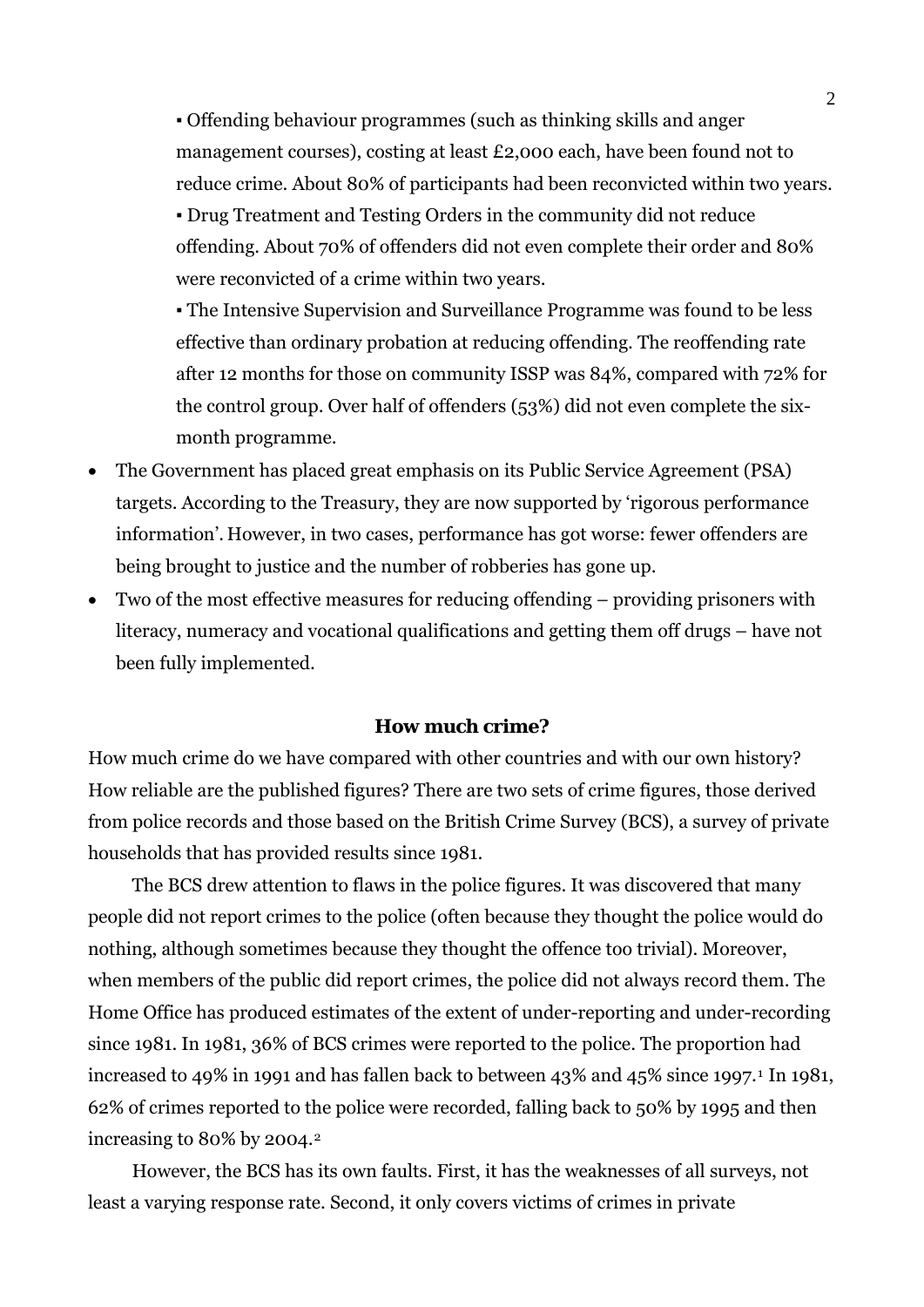- ▪ Offending behaviour programmes (such as thinking skills and anger management courses), costing at least £2,000 each, have been found not to reduce crime. About 80% of participants had been reconvicted within two years.
- ▪ Drug Treatment and Testing Orders in the community did not reduce offending. About 70% of offenders did not even complete their order and 80% were reconvicted of a crime within two years.
- ▪ The Intensive Supervision and Surveillance Programme was found to be less effective than ordinary probation at reducing offending. The reoffending rate after 12 months for those on community ISSP was 84%, compared with 72% for the control group. Over half of offenders (53%) did not even complete the six-month programme.

- The Government has placed great emphasis on its Public Service Agreement (PSA) targets. According to the Treasury, they are now supported by 'rigorous performance information'. However, in two cases, performance has got worse: fewer offenders are being brought to justice and the number of robberies has gone up.
- Two of the most effective measures for reducing offending – providing prisoners with literacy, numeracy and vocational qualifications and getting them off drugs – have not been fully implemented.

## How much crime?

How much crime do we have compared with other countries and with our own history? How reliable are the published figures? There are two sets of crime figures, those derived from police records and those based on the British Crime Survey (BCS), a survey of private households that has provided results since 1981.

The BCS drew attention to flaws in the police figures. It was discovered that many people did not report crimes to the police (often because they thought the police would do nothing, although sometimes because they thought the offence too trivial). Moreover, when members of the public did report crimes, the police did not always record them. The Home Office has produced estimates of the extent of under-reporting and under-recording since 1981. In 1981, 36% of BCS crimes were reported to the police. The proportion had increased to 49% in 1991 and has fallen back to between 43% and 45% since 1997.[1] In 1981, 62% of crimes reported to the police were recorded, falling back to 50% by 1995 and then increasing to 80% by 2004.[2]

However, the BCS has its own faults. First, it has the weaknesses of all surveys, not least a varying response rate. Second, it only covers victims of crimes in private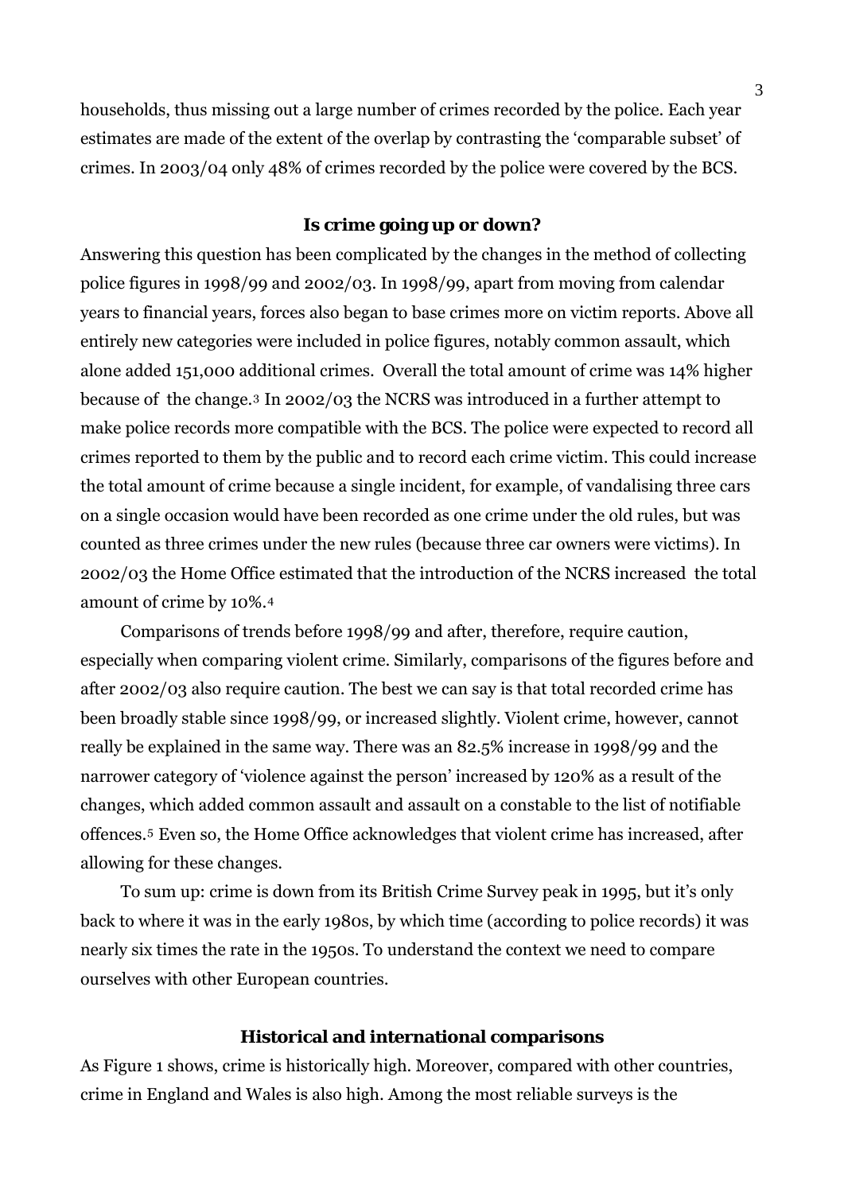households, thus missing out a large number of crimes recorded by the police. Each year estimates are made of the extent of the overlap by contrasting the 'comparable subset' of crimes. In 2003/04 only 48% of crimes recorded by the police were covered by the BCS.

## Is crime going up or down?

Answering this question has been complicated by the changes in the method of collecting police figures in 1998/99 and 2002/03. In 1998/99, apart from moving from calendar years to financial years, forces also began to base crimes more on victim reports. Above all entirely new categories were included in police figures, notably common assault, which alone added 151,000 additional crimes. Overall the total amount of crime was 14% higher because of the change.[3] In 2002/03 the NCRS was introduced in a further attempt to make police records more compatible with the BCS. The police were expected to record all crimes reported to them by the public and to record each crime victim. This could increase the total amount of crime because a single incident, for example, of vandalising three cars on a single occasion would have been recorded as one crime under the old rules, but was counted as three crimes under the new rules (because three car owners were victims). In 2002/03 the Home Office estimated that the introduction of the NCRS increased the total amount of crime by 10%.[4]

Comparisons of trends before 1998/99 and after, therefore, require caution, especially when comparing violent crime. Similarly, comparisons of the figures before and after 2002/03 also require caution. The best we can say is that total recorded crime has been broadly stable since 1998/99, or increased slightly. Violent crime, however, cannot really be explained in the same way. There was an 82.5% increase in 1998/99 and the narrower category of 'violence against the person' increased by 120% as a result of the changes, which added common assault and assault on a constable to the list of notifiable offences.[5] Even so, the Home Office acknowledges that violent crime has increased, after allowing for these changes.

To sum up: crime is down from its British Crime Survey peak in 1995, but it's only back to where it was in the early 1980s, by which time (according to police records) it was nearly six times the rate in the 1950s. To understand the context we need to compare ourselves with other European countries.

## Historical and international comparisons

As Figure 1 shows, crime is historically high. Moreover, compared with other countries, crime in England and Wales is also high. Among the most reliable surveys is the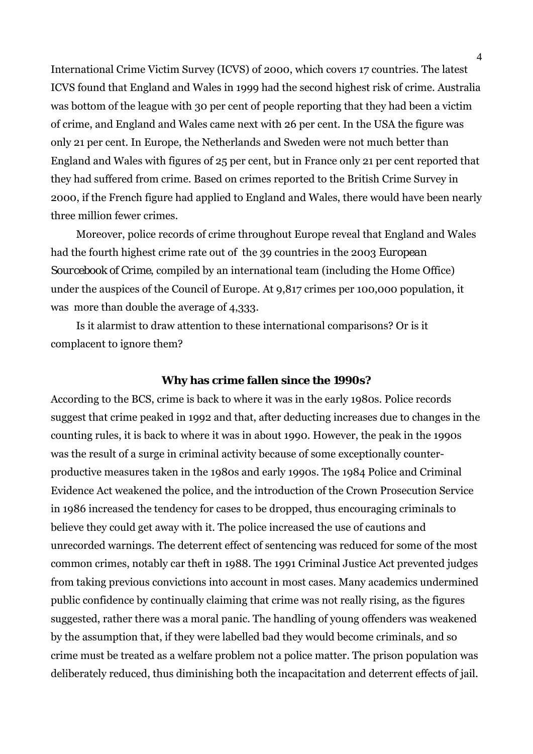International Crime Victim Survey (ICVS) of 2000, which covers 17 countries. The latest ICVS found that England and Wales in 1999 had the second highest risk of crime. Australia was bottom of the league with 30 per cent of people reporting that they had been a victim of crime, and England and Wales came next with 26 per cent. In the USA the figure was only 21 per cent. In Europe, the Netherlands and Sweden were not much better than England and Wales with figures of 25 per cent, but in France only 21 per cent reported that they had suffered from crime. Based on crimes reported to the British Crime Survey in 2000, if the French figure had applied to England and Wales, there would have been nearly three million fewer crimes.

Moreover, police records of crime throughout Europe reveal that England and Wales had the fourth highest crime rate out of the 39 countries in the 2003 *European Sourcebook of Crime*, compiled by an international team (including the Home Office) under the auspices of the Council of Europe. At 9,817 crimes per 100,000 population, it was more than double the average of 4,333.

Is it alarmist to draw attention to these international comparisons? Or is it complacent to ignore them?

## Why has crime fallen since the 1990s?

According to the BCS, crime is back to where it was in the early 1980s. Police records suggest that crime peaked in 1992 and that, after deducting increases due to changes in the counting rules, it is back to where it was in about 1990. However, the peak in the 1990s was the result of a surge in criminal activity because of some exceptionally counter-productive measures taken in the 1980s and early 1990s. The 1984 Police and Criminal Evidence Act weakened the police, and the introduction of the Crown Prosecution Service in 1986 increased the tendency for cases to be dropped, thus encouraging criminals to believe they could get away with it. The police increased the use of cautions and unrecorded warnings. The deterrent effect of sentencing was reduced for some of the most common crimes, notably car theft in 1988. The 1991 Criminal Justice Act prevented judges from taking previous convictions into account in most cases. Many academics undermined public confidence by continually claiming that crime was not really rising, as the figures suggested, rather there was a moral panic. The handling of young offenders was weakened by the assumption that, if they were labelled bad they would become criminals, and so crime must be treated as a welfare problem not a police matter. The prison population was deliberately reduced, thus diminishing both the incapacitation and deterrent effects of jail.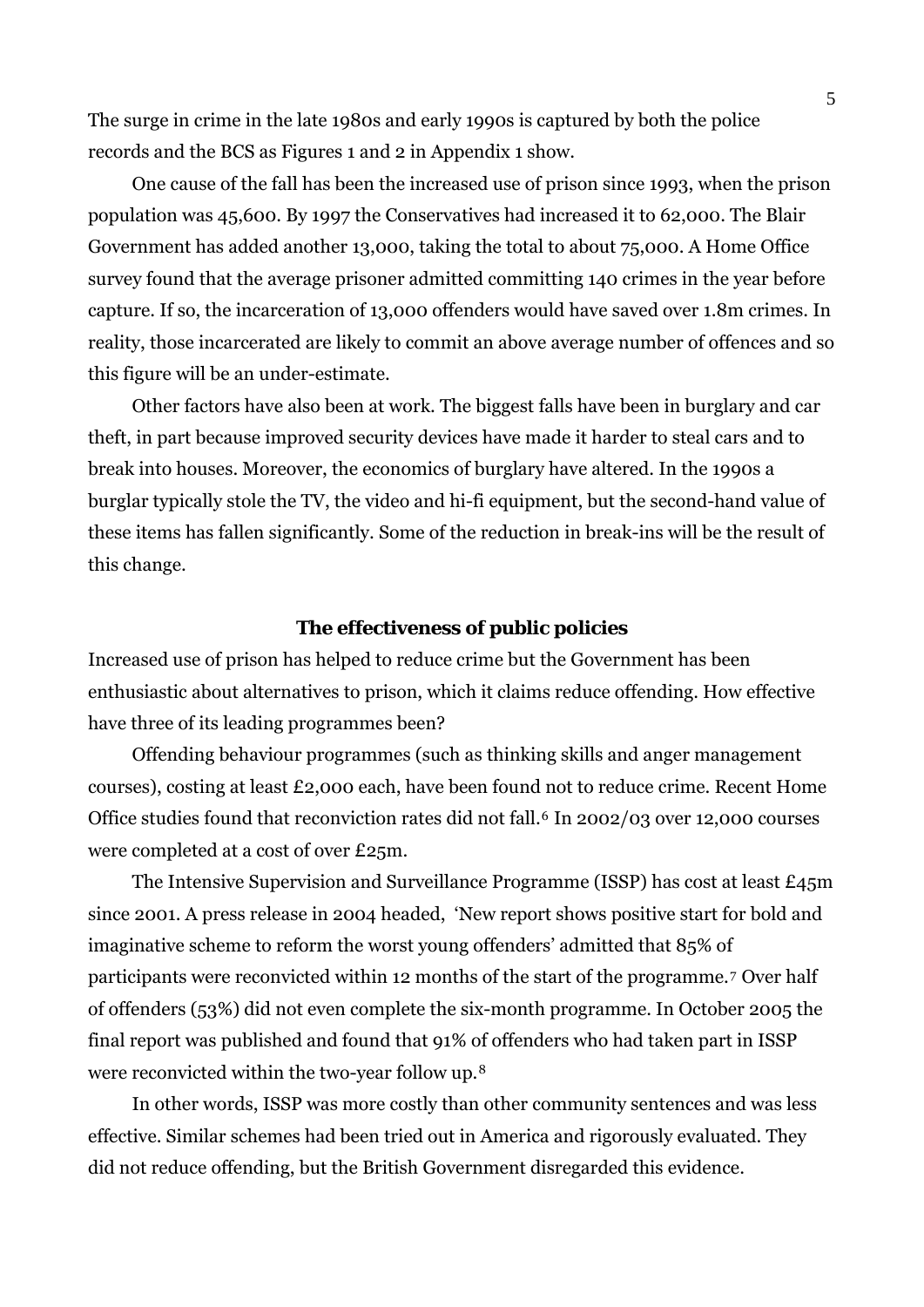The surge in crime in the late 1980s and early 1990s is captured by both the police records and the BCS as Figures 1 and 2 in Appendix 1 show.

One cause of the fall has been the increased use of prison since 1993, when the prison population was 45,600. By 1997 the Conservatives had increased it to 62,000. The Blair Government has added another 13,000, taking the total to about 75,000. A Home Office survey found that the average prisoner admitted committing 140 crimes in the year before capture. If so, the incarceration of 13,000 offenders would have saved over 1.8m crimes. In reality, those incarcerated are likely to commit an above average number of offences and so this figure will be an under-estimate.

Other factors have also been at work. The biggest falls have been in burglary and car theft, in part because improved security devices have made it harder to steal cars and to break into houses. Moreover, the economics of burglary have altered. In the 1990s a burglar typically stole the TV, the video and hi-fi equipment, but the second-hand value of these items has fallen significantly. Some of the reduction in break-ins will be the result of this change.

## The effectiveness of public policies

Increased use of prison has helped to reduce crime but the Government has been enthusiastic about alternatives to prison, which it claims reduce offending. How effective have three of its leading programmes been?

Offending behaviour programmes (such as thinking skills and anger management courses), costing at least £2,000 each, have been found not to reduce crime. Recent Home Office studies found that reconviction rates did not fall.[6] In 2002/03 over 12,000 courses were completed at a cost of over £25m.

The Intensive Supervision and Surveillance Programme (ISSP) has cost at least £45m since 2001. A press release in 2004 headed, 'New report shows positive start for bold and imaginative scheme to reform the worst young offenders' admitted that 85% of participants were reconvicted within 12 months of the start of the programme.[7] Over half of offenders (53%) did not even complete the six-month programme. In October 2005 the final report was published and found that 91% of offenders who had taken part in ISSP were reconvicted within the two-year follow up.[8]

In other words, ISSP was more costly than other community sentences and was less effective. Similar schemes had been tried out in America and rigorously evaluated. They did not reduce offending, but the British Government disregarded this evidence.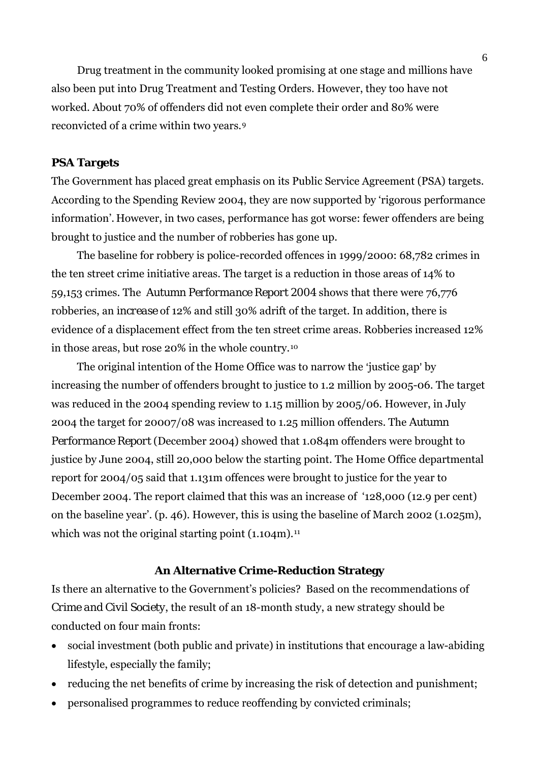Drug treatment in the community looked promising at one stage and millions have also been put into Drug Treatment and Testing Orders. However, they too have not worked. About 70% of offenders did not even complete their order and 80% were reconvicted of a crime within two years.[9]

### PSA Targets

The Government has placed great emphasis on its Public Service Agreement (PSA) targets. According to the Spending Review 2004, they are now supported by 'rigorous performance information'. However, in two cases, performance has got worse: fewer offenders are being brought to justice and the number of robberies has gone up.

The baseline for robbery is police-recorded offences in 1999/2000: 68,782 crimes in the ten street crime initiative areas. The target is a reduction in those areas of 14% to 59,153 crimes. The *Autumn Performance Report 2004* shows that there were 76,776 robberies, an *increase* of 12% and still 30% adrift of the target. In addition, there is evidence of a displacement effect from the ten street crime areas. Robberies increased 12% in those areas, but rose 20% in the whole country.[10]

The original intention of the Home Office was to narrow the 'justice gap' by increasing the number of offenders brought to justice to 1.2 million by 2005-06. The target was reduced in the 2004 spending review to 1.15 million by 2005/06. However, in July 2004 the target for 20007/08 was increased to 1.25 million offenders. The *Autumn Performance Report* (December 2004) showed that 1.084m offenders were brought to justice by June 2004, still 20,000 below the starting point. The Home Office departmental report for 2004/05 said that 1.131m offences were brought to justice for the year to December 2004. The report claimed that this was an increase of '128,000 (12.9 per cent) on the baseline year'. (p. 46). However, this is using the baseline of March 2002 (1.025m), which was not the original starting point (1.104m).[11]

## An Alternative Crime-Reduction Strategy

Is there an alternative to the Government's policies? Based on the recommendations of *Crime and Civil Society*, the result of an 18-month study, a new strategy should be conducted on four main fronts:

- social investment (both public and private) in institutions that encourage a law-abiding lifestyle, especially the family;
- reducing the net benefits of crime by increasing the risk of detection and punishment;
- personalised programmes to reduce reoffending by convicted criminals;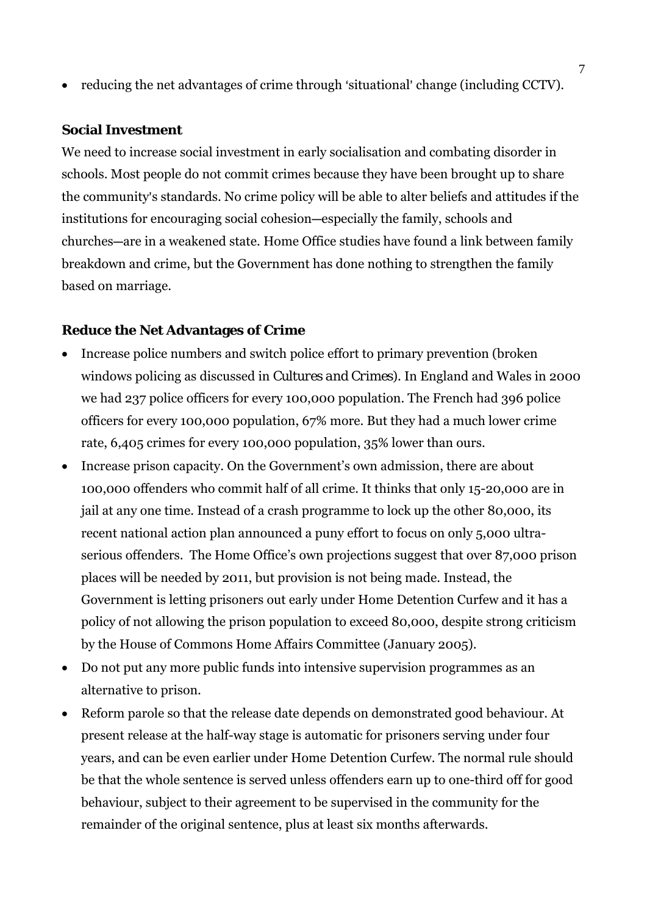- reducing the net advantages of crime through 'situational' change (including CCTV).

**Social Investment**

We need to increase social investment in early socialisation and combating disorder in schools. Most people do not commit crimes because they have been brought up to share the community's standards. No crime policy will be able to alter beliefs and attitudes if the institutions for encouraging social cohesion—especially the family, schools and churches—are in a weakened state. Home Office studies have found a link between family breakdown and crime, but the Government has done nothing to strengthen the family based on marriage.

**Reduce the Net Advantages of Crime**

- Increase police numbers and switch police effort to primary prevention (broken windows policing as discussed in *Cultures and Crimes*). In England and Wales in 2000 we had 237 police officers for every 100,000 population. The French had 396 police officers for every 100,000 population, 67% more. But they had a much lower crime rate, 6,405 crimes for every 100,000 population, 35% lower than ours.
- Increase prison capacity. On the Government's own admission, there are about 100,000 offenders who commit half of all crime. It thinks that only 15-20,000 are in jail at any one time. Instead of a crash programme to lock up the other 80,000, its recent national action plan announced a puny effort to focus on only 5,000 ultra-serious offenders. The Home Office's own projections suggest that over 87,000 prison places will be needed by 2011, but provision is not being made. Instead, the Government is letting prisoners out early under Home Detention Curfew and it has a policy of not allowing the prison population to exceed 80,000, despite strong criticism by the House of Commons Home Affairs Committee (January 2005).
- Do not put any more public funds into intensive supervision programmes as an alternative to prison.
- Reform parole so that the release date depends on demonstrated good behaviour. At present release at the half-way stage is automatic for prisoners serving under four years, and can be even earlier under Home Detention Curfew. The normal rule should be that the whole sentence is served unless offenders earn up to one-third off for good behaviour, subject to their agreement to be supervised in the community for the remainder of the original sentence, plus at least six months afterwards.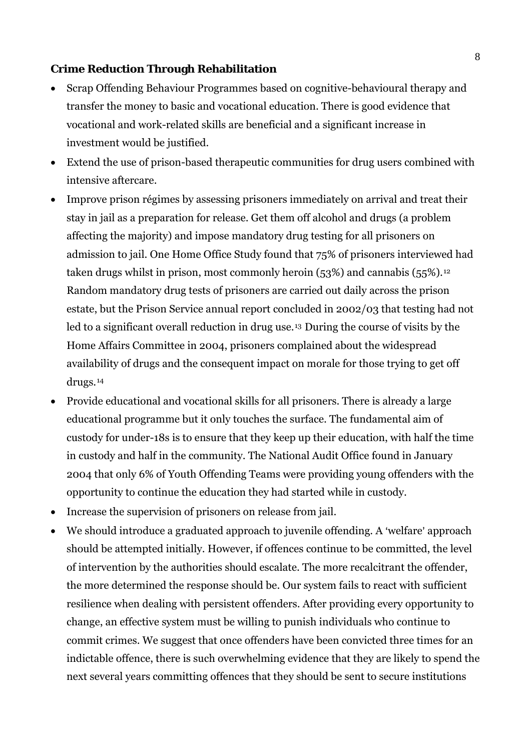**Crime Reduction Through Rehabilitation**

- Scrap Offending Behaviour Programmes based on cognitive-behavioural therapy and transfer the money to basic and vocational education. There is good evidence that vocational and work-related skills are beneficial and a significant increase in investment would be justified.
- Extend the use of prison-based therapeutic communities for drug users combined with intensive aftercare.
- Improve prison régimes by assessing prisoners immediately on arrival and treat their stay in jail as a preparation for release. Get them off alcohol and drugs (a problem affecting the majority) and impose mandatory drug testing for all prisoners on admission to jail. One Home Office Study found that 75% of prisoners interviewed had taken drugs whilst in prison, most commonly heroin (53%) and cannabis (55%).[12] Random mandatory drug tests of prisoners are carried out daily across the prison estate, but the Prison Service annual report concluded in 2002/03 that testing had not led to a significant overall reduction in drug use.[13] During the course of visits by the Home Affairs Committee in 2004, prisoners complained about the widespread availability of drugs and the consequent impact on morale for those trying to get off drugs.[14]
- Provide educational and vocational skills for all prisoners. There is already a large educational programme but it only touches the surface. The fundamental aim of custody for under-18s is to ensure that they keep up their education, with half the time in custody and half in the community. The National Audit Office found in January 2004 that only 6% of Youth Offending Teams were providing young offenders with the opportunity to continue the education they had started while in custody.
- Increase the supervision of prisoners on release from jail.
- We should introduce a graduated approach to juvenile offending. A 'welfare' approach should be attempted initially. However, if offences continue to be committed, the level of intervention by the authorities should escalate. The more recalcitrant the offender, the more determined the response should be. Our system fails to react with sufficient resilience when dealing with persistent offenders. After providing every opportunity to change, an effective system must be willing to punish individuals who continue to commit crimes. We suggest that once offenders have been convicted three times for an indictable offence, there is such overwhelming evidence that they are likely to spend the next several years committing offences that they should be sent to secure institutions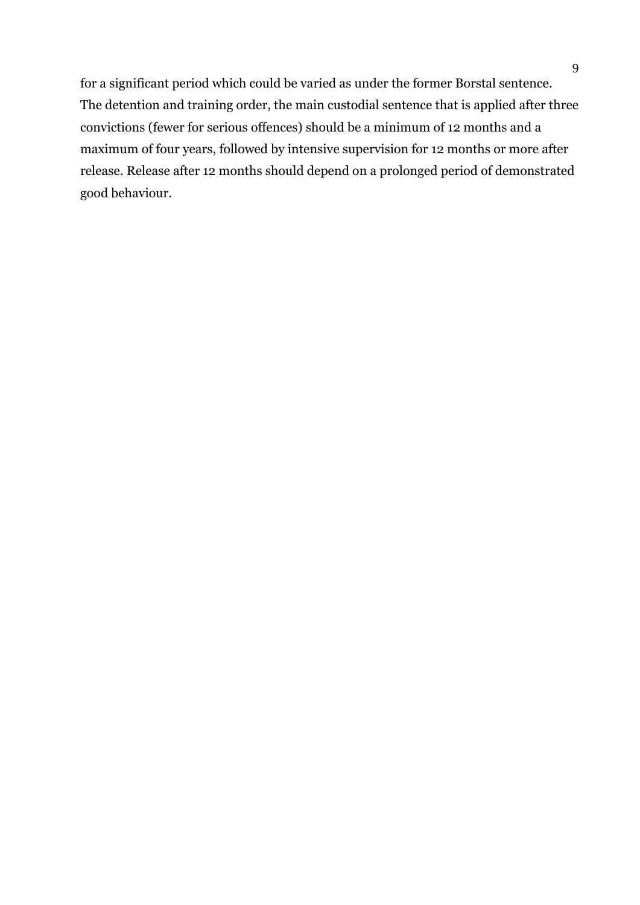for a significant period which could be varied as under the former Borstal sentence. The detention and training order, the main custodial sentence that is applied after three convictions (fewer for serious offences) should be a minimum of 12 months and a maximum of four years, followed by intensive supervision for 12 months or more after release. Release after 12 months should depend on a prolonged period of demonstrated good behaviour.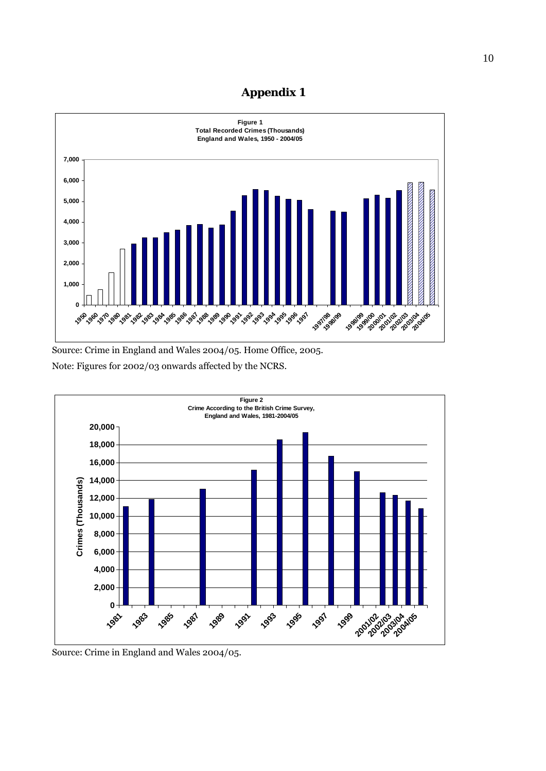# Appendix 1

**Figure 1**
**Total Recorded Crimes (Thousands)**
**England and Wales, 1950 - 2004/05**

Source: Crime in England and Wales 2004/05. Home Office, 2005.

Note: Figures for 2002/03 onwards affected by the NCRS.

**Figure 2**
**Crime According to the British Crime Survey,**
**England and Wales, 1981-2004/05**

Source: Crime in England and Wales 2004/05.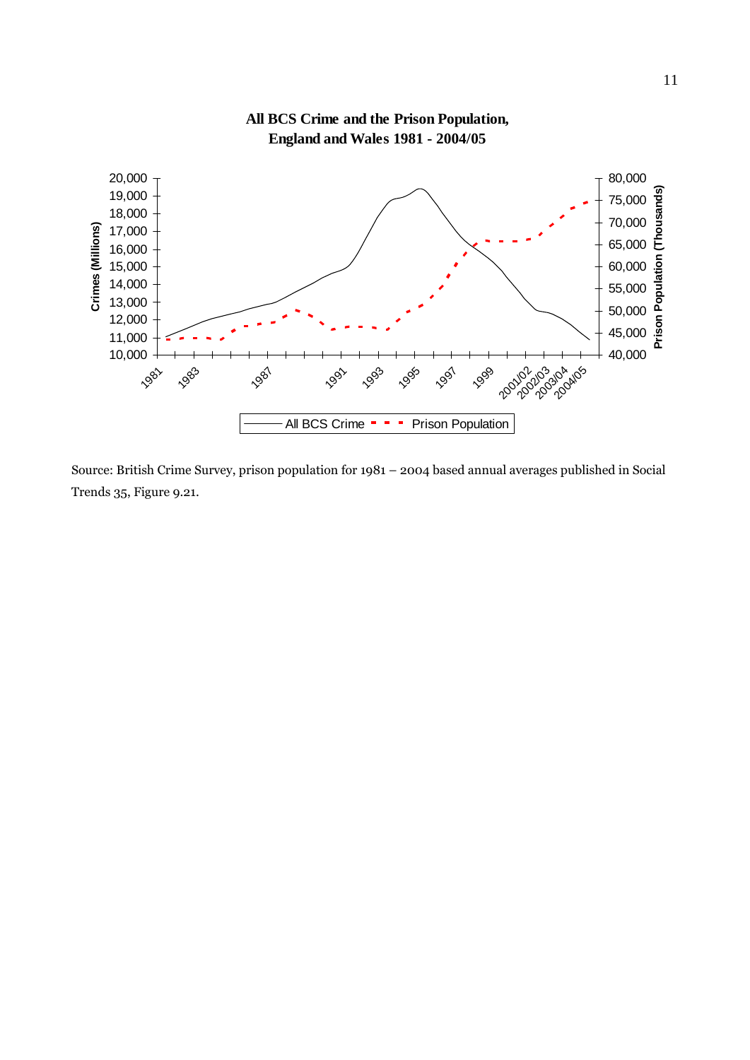**All BCS Crime and the Prison Population, England and Wales 1981 - 2004/05**

Source: British Crime Survey, prison population for 1981 – 2004 based annual averages published in Social Trends 35, Figure 9.21.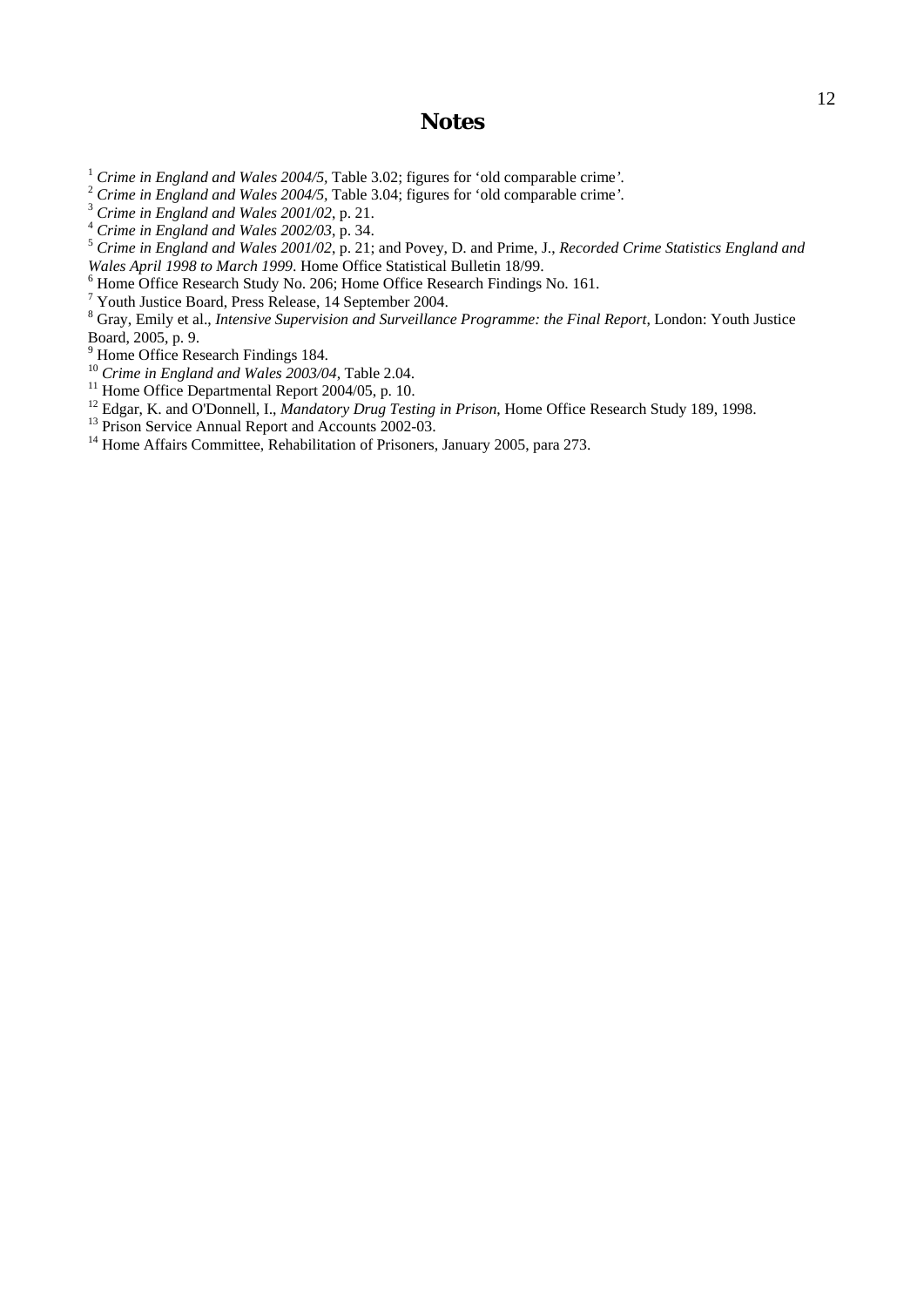# Notes

[1] *Crime in England and Wales 2004/5*, Table 3.02; figures for 'old comparable crime'.
[2] *Crime in England and Wales 2004/5*, Table 3.04; figures for 'old comparable crime'.
[3] *Crime in England and Wales 2001/02*, p. 21.
[4] *Crime in England and Wales 2002/03*, p. 34.
[5] *Crime in England and Wales 2001/02*, p. 21; and Povey, D. and Prime, J., *Recorded Crime Statistics England and Wales April 1998 to March 1999*. Home Office Statistical Bulletin 18/99.
[6] Home Office Research Study No. 206; Home Office Research Findings No. 161.
[7] Youth Justice Board, Press Release, 14 September 2004.
[8] Gray, Emily et al., *Intensive Supervision and Surveillance Programme: the Final Report*, London: Youth Justice Board, 2005, p. 9.
[9] Home Office Research Findings 184.
[10] *Crime in England and Wales 2003/04*, Table 2.04.
[11] Home Office Departmental Report 2004/05, p. 10.
[12] Edgar, K. and O'Donnell, I., *Mandatory Drug Testing in Prison*, Home Office Research Study 189, 1998.
[13] Prison Service Annual Report and Accounts 2002-03.
[14] Home Affairs Committee, Rehabilitation of Prisoners, January 2005, para 273.